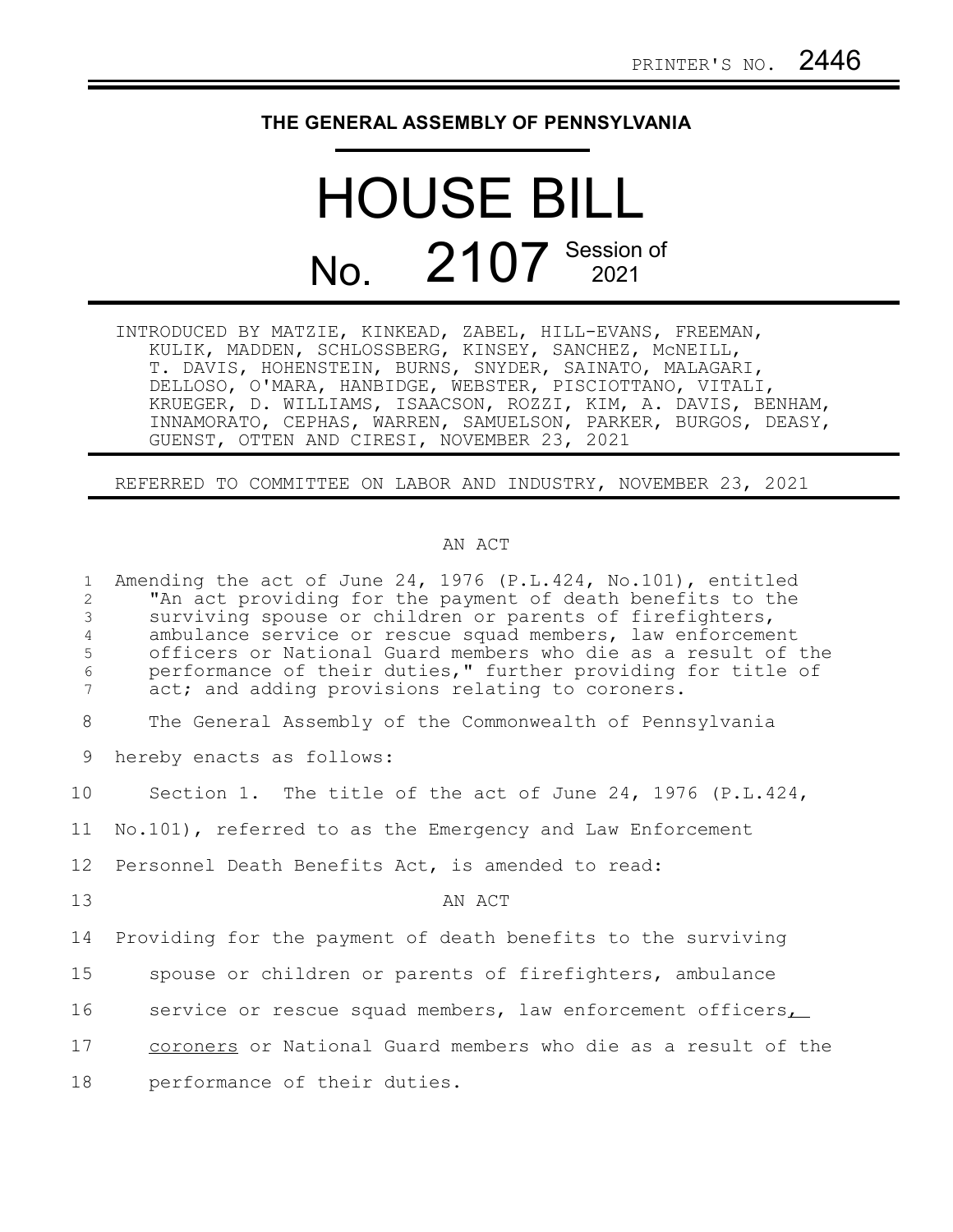PRINTER'S NO. 2446

# THE GENERAL ASSEMBLY OF PENNSYLVANIA

# HOUSE BILL

## No. 2107 Session of 2021

INTRODUCED BY MATZIE, KINKEAD, ZABEL, HILL-EVANS, FREEMAN, KULIK, MADDEN, SCHLOSSBERG, KINSEY, SANCHEZ, McNEILL, T. DAVIS, HOHENSTEIN, BURNS, SNYDER, SAINATO, MALAGARI, DELLOSO, O'MARA, HANBIDGE, WEBSTER, PISCIOTTANO, VITALI, KRUEGER, D. WILLIAMS, ISAACSON, ROZZI, KIM, A. DAVIS, BENHAM, INNAMORATO, CEPHAS, WARREN, SAMUELSON, PARKER, BURGOS, DEASY, GUENST, OTTEN AND CIRESI, NOVEMBER 23, 2021

REFERRED TO COMMITTEE ON LABOR AND INDUSTRY, NOVEMBER 23, 2021

AN ACT

Amending the act of June 24, 1976 (P.L.424, No.101), entitled "An act providing for the payment of death benefits to the surviving spouse or children or parents of firefighters, ambulance service or rescue squad members, law enforcement officers or National Guard members who die as a result of the performance of their duties," further providing for title of act; and adding provisions relating to coroners.

The General Assembly of the Commonwealth of Pennsylvania hereby enacts as follows:

Section 1. The title of the act of June 24, 1976 (P.L.424, No.101), referred to as the Emergency and Law Enforcement Personnel Death Benefits Act, is amended to read:

AN ACT

Providing for the payment of death benefits to the surviving spouse or children or parents of firefighters, ambulance service or rescue squad members, law enforcement officers, coroners or National Guard members who die as a result of the performance of their duties.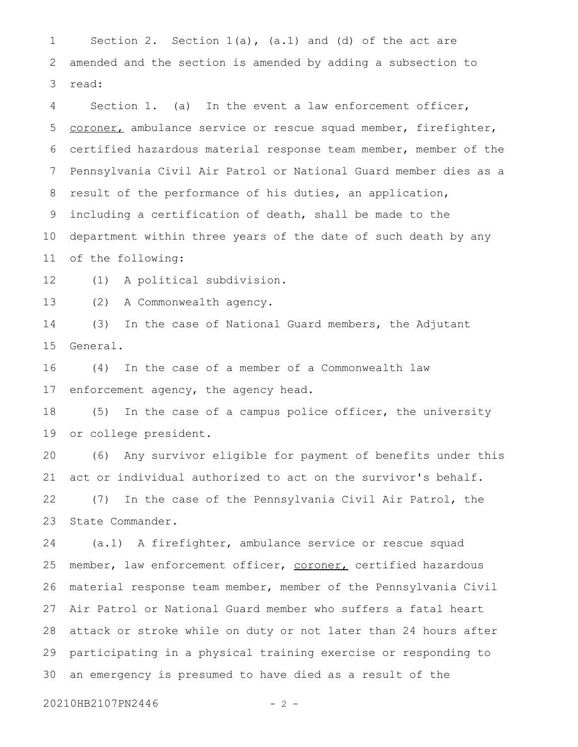Section 2. Section 1(a), (a.1) and (d) of the act are amended and the section is amended by adding a subsection to read:

Section 1. (a) In the event a law enforcement officer, <u>coroner,</u> ambulance service or rescue squad member, firefighter, certified hazardous material response team member, member of the Pennsylvania Civil Air Patrol or National Guard member dies as a result of the performance of his duties, an application, including a certification of death, shall be made to the department within three years of the date of such death by any of the following:

(1) A political subdivision.

(2) A Commonwealth agency.

(3) In the case of National Guard members, the Adjutant General.

(4) In the case of a member of a Commonwealth law enforcement agency, the agency head.

(5) In the case of a campus police officer, the university or college president.

(6) Any survivor eligible for payment of benefits under this act or individual authorized to act on the survivor's behalf.

(7) In the case of the Pennsylvania Civil Air Patrol, the State Commander.

(a.1) A firefighter, ambulance service or rescue squad member, law enforcement officer, <u>coroner,</u> certified hazardous material response team member, member of the Pennsylvania Civil Air Patrol or National Guard member who suffers a fatal heart attack or stroke while on duty or not later than 24 hours after participating in a physical training exercise or responding to an emergency is presumed to have died as a result of the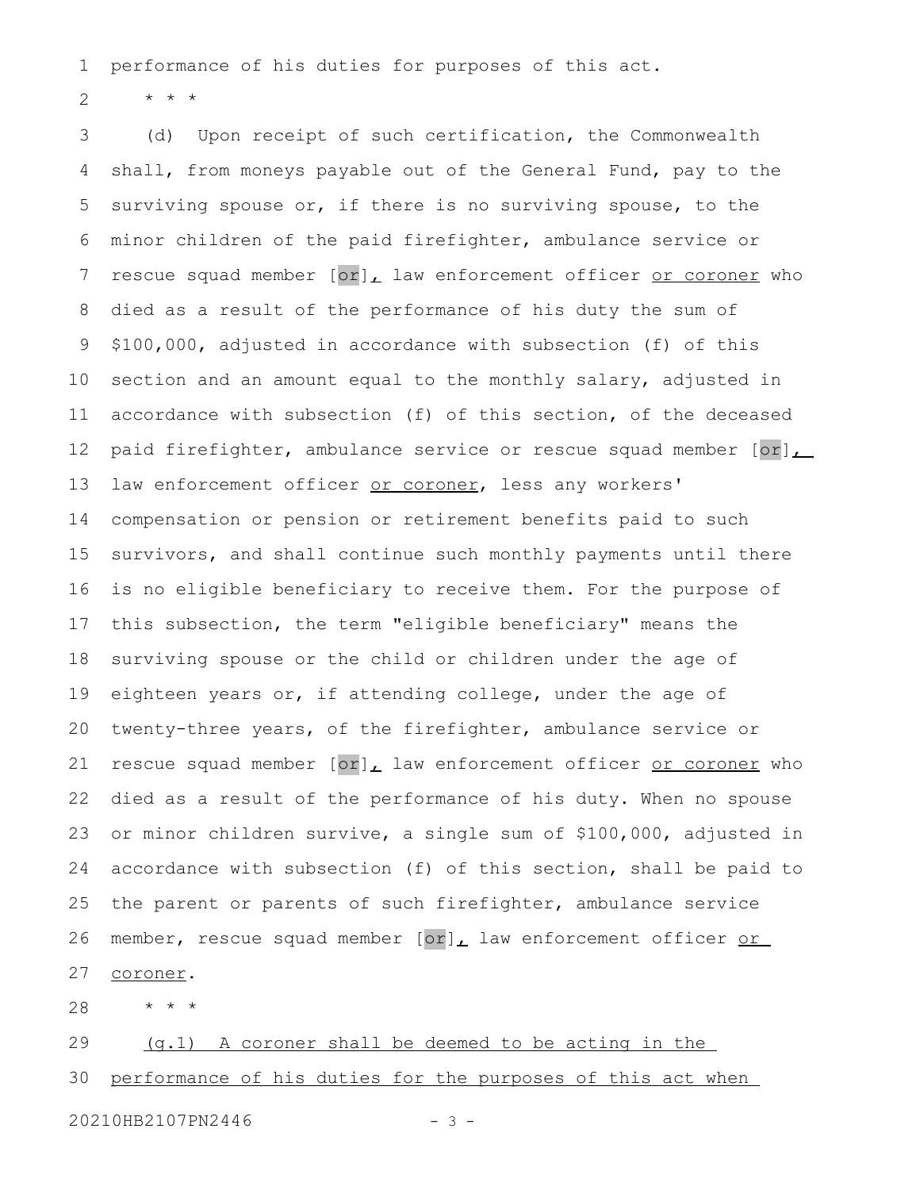performance of his duties for purposes of this act.

* * *

(d) Upon receipt of such certification, the Commonwealth shall, from moneys payable out of the General Fund, pay to the surviving spouse or, if there is no surviving spouse, to the minor children of the paid firefighter, ambulance service or rescue squad member [or], law enforcement officer or coroner who died as a result of the performance of his duty the sum of $100,000, adjusted in accordance with subsection (f) of this section and an amount equal to the monthly salary, adjusted in accordance with subsection (f) of this section, of the deceased paid firefighter, ambulance service or rescue squad member [or], law enforcement officer or coroner, less any workers' compensation or pension or retirement benefits paid to such survivors, and shall continue such monthly payments until there is no eligible beneficiary to receive them. For the purpose of this subsection, the term "eligible beneficiary" means the surviving spouse or the child or children under the age of eighteen years or, if attending college, under the age of twenty-three years, of the firefighter, ambulance service or rescue squad member [or], law enforcement officer or coroner who died as a result of the performance of his duty. When no spouse or minor children survive, a single sum of $100,000, adjusted in accordance with subsection (f) of this section, shall be paid to the parent or parents of such firefighter, ambulance service member, rescue squad member [or], law enforcement officer or coroner.

* * *

(g.1) A coroner shall be deemed to be acting in the performance of his duties for the purposes of this act when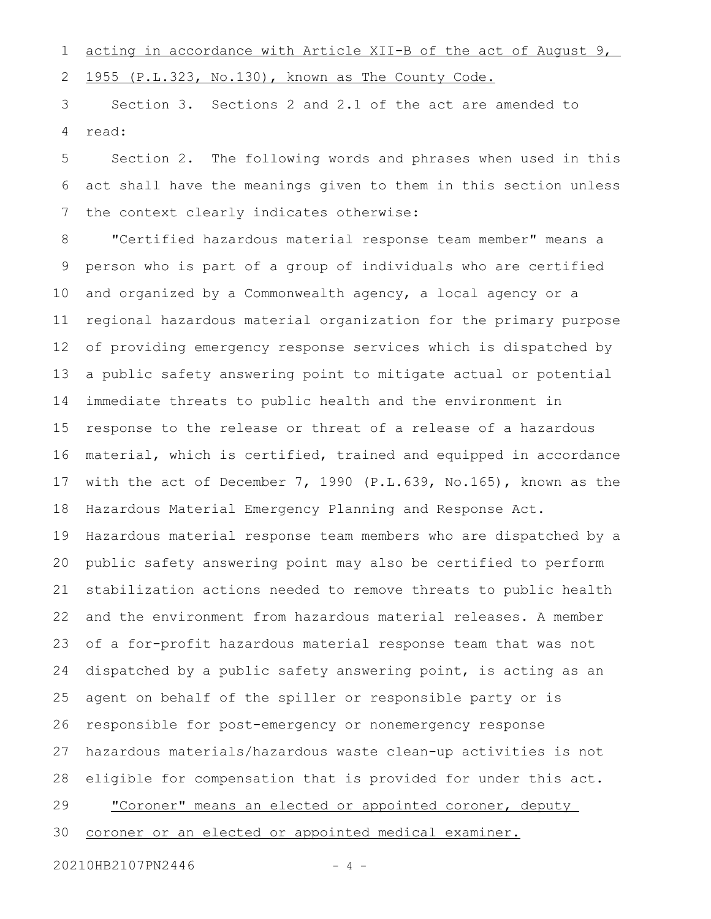acting in accordance with Article XII-B of the act of August 9, 1955 (P.L.323, No.130), known as The County Code.

Section 3. Sections 2 and 2.1 of the act are amended to read:

Section 2. The following words and phrases when used in this act shall have the meanings given to them in this section unless the context clearly indicates otherwise:

"Certified hazardous material response team member" means a person who is part of a group of individuals who are certified and organized by a Commonwealth agency, a local agency or a regional hazardous material organization for the primary purpose of providing emergency response services which is dispatched by a public safety answering point to mitigate actual or potential immediate threats to public health and the environment in response to the release or threat of a release of a hazardous material, which is certified, trained and equipped in accordance with the act of December 7, 1990 (P.L.639, No.165), known as the Hazardous Material Emergency Planning and Response Act. Hazardous material response team members who are dispatched by a public safety answering point may also be certified to perform stabilization actions needed to remove threats to public health and the environment from hazardous material releases. A member of a for-profit hazardous material response team that was not dispatched by a public safety answering point, is acting as an agent on behalf of the spiller or responsible party or is responsible for post-emergency or nonemergency response hazardous materials/hazardous waste clean-up activities is not eligible for compensation that is provided for under this act.

"Coroner" means an elected or appointed coroner, deputy coroner or an elected or appointed medical examiner.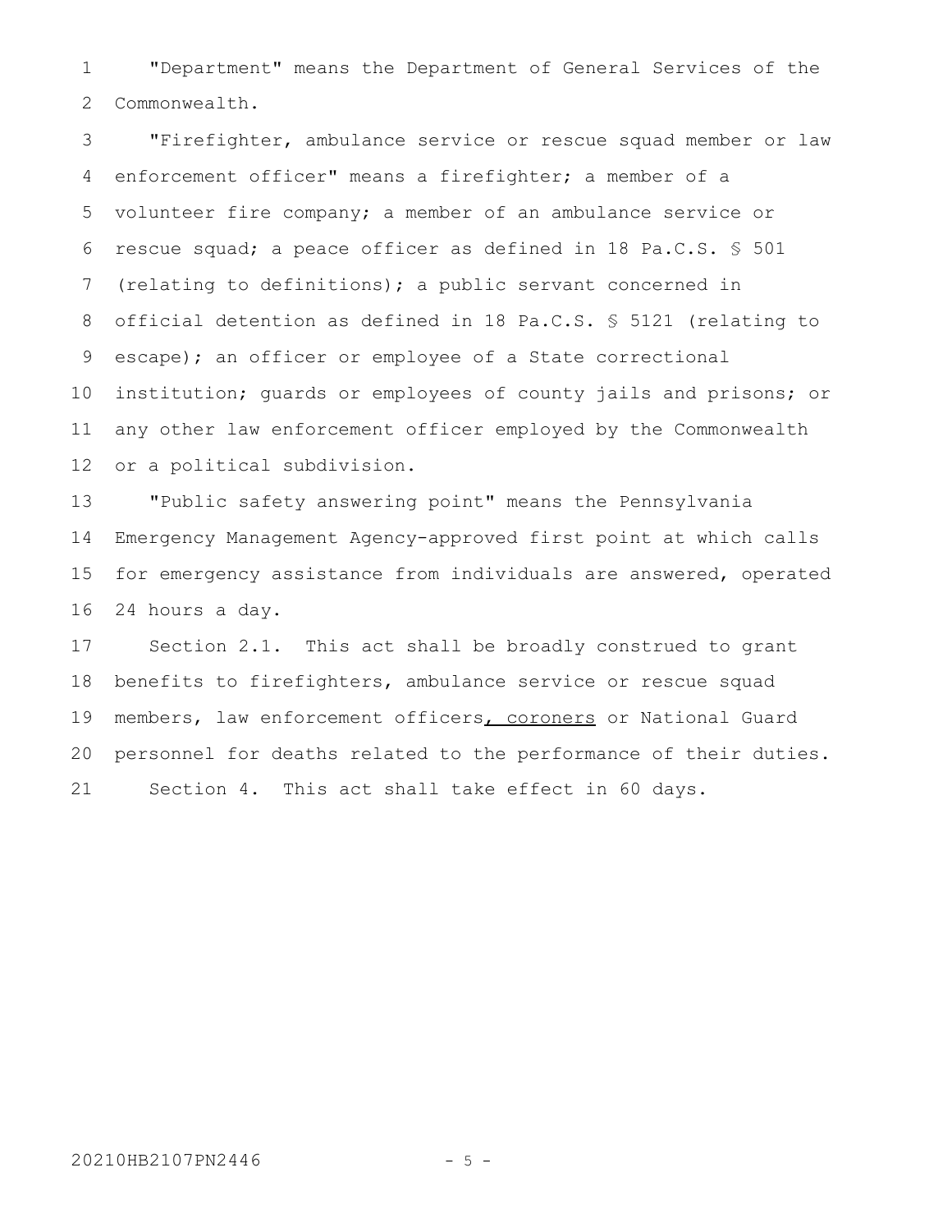"Department" means the Department of General Services of the Commonwealth.

"Firefighter, ambulance service or rescue squad member or law enforcement officer" means a firefighter; a member of a volunteer fire company; a member of an ambulance service or rescue squad; a peace officer as defined in 18 Pa.C.S. § 501 (relating to definitions); a public servant concerned in official detention as defined in 18 Pa.C.S. § 5121 (relating to escape); an officer or employee of a State correctional institution; guards or employees of county jails and prisons; or any other law enforcement officer employed by the Commonwealth or a political subdivision.

"Public safety answering point" means the Pennsylvania Emergency Management Agency-approved first point at which calls for emergency assistance from individuals are answered, operated 24 hours a day.

Section 2.1. This act shall be broadly construed to grant benefits to firefighters, ambulance service or rescue squad members, law enforcement officers, coroners or National Guard personnel for deaths related to the performance of their duties.

Section 4. This act shall take effect in 60 days.